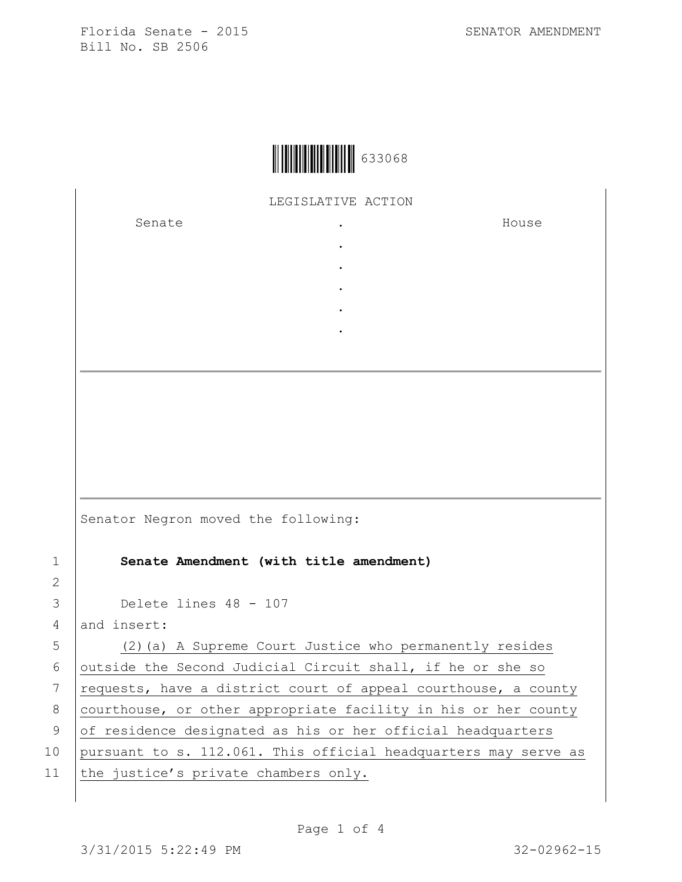Florida Senate - 2015
Bill No. SB 2506

SENATOR AMENDMENT

633068

LEGISLATIVE ACTION

| Senate | . | House |
| --- | --- | --- |
| | . | |
| | . | |
| | . | |
| | . | |
| | . | |

Senator Negron moved the following:

1 **Senate Amendment (with title amendment)**

2

3 Delete lines 48 - 107

4 and insert:

5 (2)(a) A Supreme Court Justice who permanently resides

6 outside the Second Judicial Circuit shall, if he or she so

7 requests, have a district court of appeal courthouse, a county

8 courthouse, or other appropriate facility in his or her county

9 of residence designated as his or her official headquarters

10 pursuant to s. 112.061. This official headquarters may serve as

11 the justice's private chambers only.

3/31/2015 5:22:49 PM 32-02962-15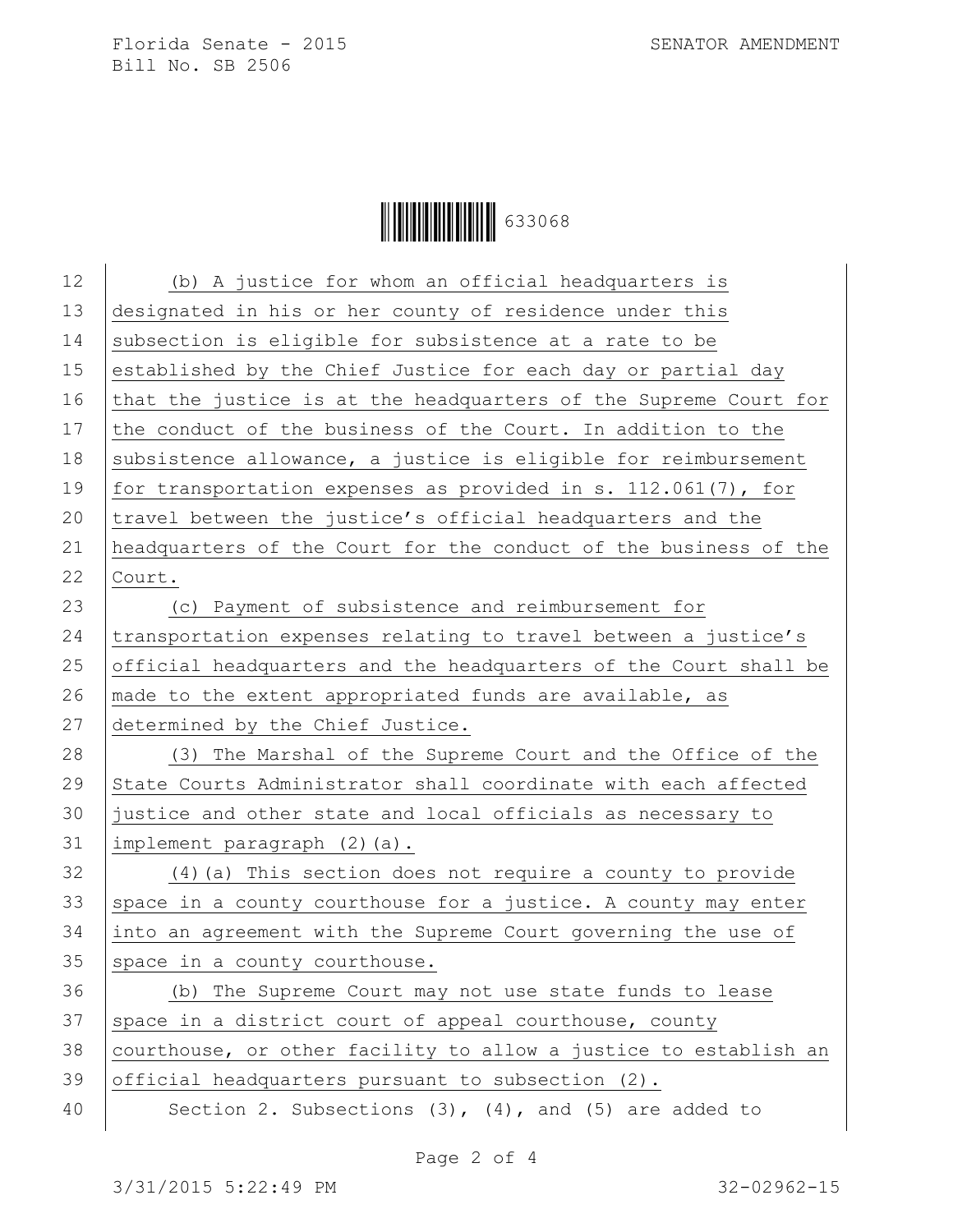(b) A justice for whom an official headquarters is designated in his or her county of residence under this subsection is eligible for subsistence at a rate to be established by the Chief Justice for each day or partial day that the justice is at the headquarters of the Supreme Court for the conduct of the business of the Court. In addition to the subsistence allowance, a justice is eligible for reimbursement for transportation expenses as provided in s. 112.061(7), for travel between the justice's official headquarters and the headquarters of the Court for the conduct of the business of the Court.

(c) Payment of subsistence and reimbursement for transportation expenses relating to travel between a justice's official headquarters and the headquarters of the Court shall be made to the extent appropriated funds are available, as determined by the Chief Justice.

(3) The Marshal of the Supreme Court and the Office of the State Courts Administrator shall coordinate with each affected justice and other state and local officials as necessary to implement paragraph (2)(a).

(4)(a) This section does not require a county to provide space in a county courthouse for a justice. A county may enter into an agreement with the Supreme Court governing the use of space in a county courthouse.

(b) The Supreme Court may not use state funds to lease space in a district court of appeal courthouse, county courthouse, or other facility to allow a justice to establish an official headquarters pursuant to subsection (2).

Section 2. Subsections (3), (4), and (5) are added to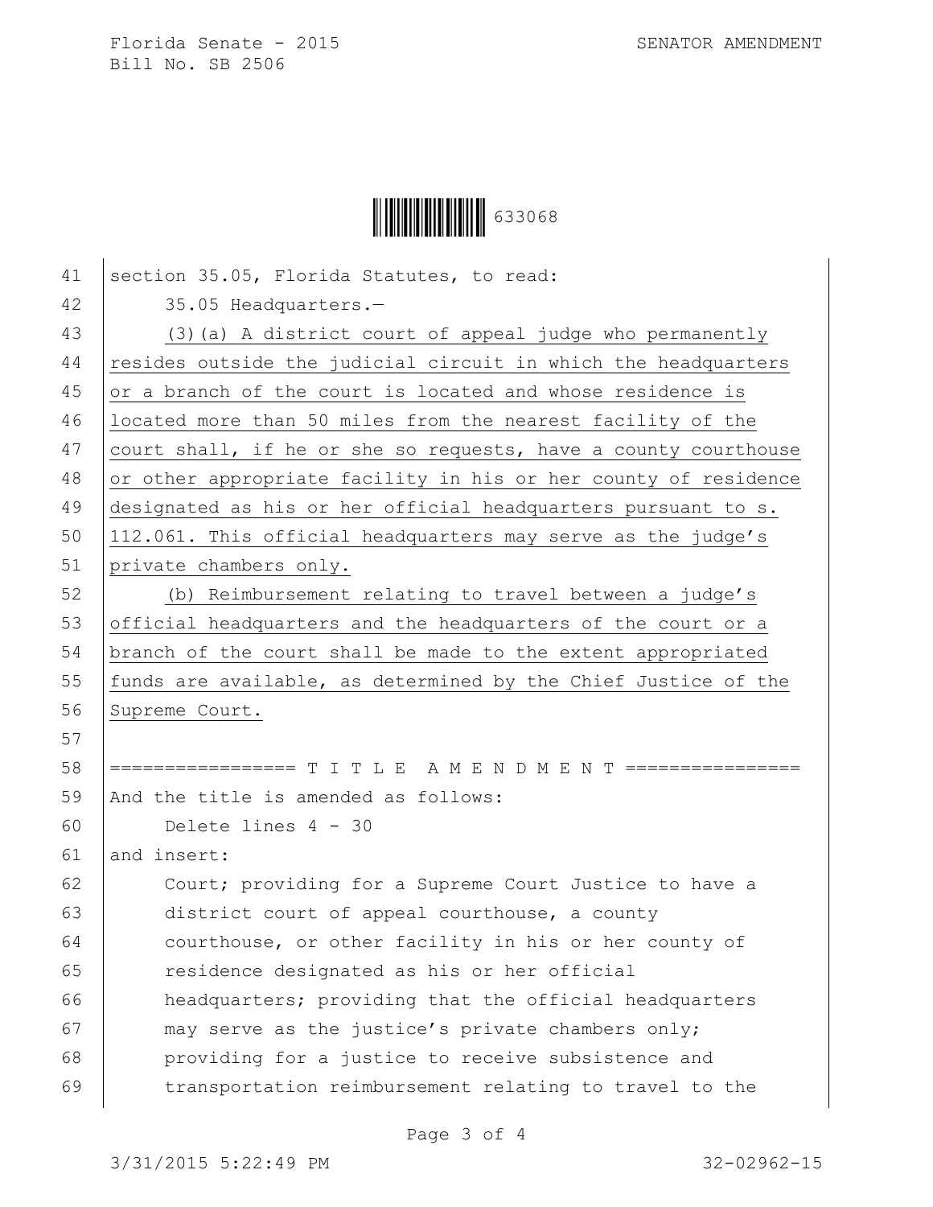section 35.05, Florida Statutes, to read:

35.05 Headquarters.—

(3)(a) A district court of appeal judge who permanently resides outside the judicial circuit in which the headquarters or a branch of the court is located and whose residence is located more than 50 miles from the nearest facility of the court shall, if he or she so requests, have a county courthouse or other appropriate facility in his or her county of residence designated as his or her official headquarters pursuant to s. 112.061. This official headquarters may serve as the judge's private chambers only.

(b) Reimbursement relating to travel between a judge's official headquarters and the headquarters of the court or a branch of the court shall be made to the extent appropriated funds are available, as determined by the Chief Justice of the Supreme Court.

================= T I T L E A M E N D M E N T ================

And the title is amended as follows:

Delete lines 4 - 30

and insert:

Court; providing for a Supreme Court Justice to have a district court of appeal courthouse, a county courthouse, or other facility in his or her county of residence designated as his or her official headquarters; providing that the official headquarters may serve as the justice's private chambers only; providing for a justice to receive subsistence and transportation reimbursement relating to travel to the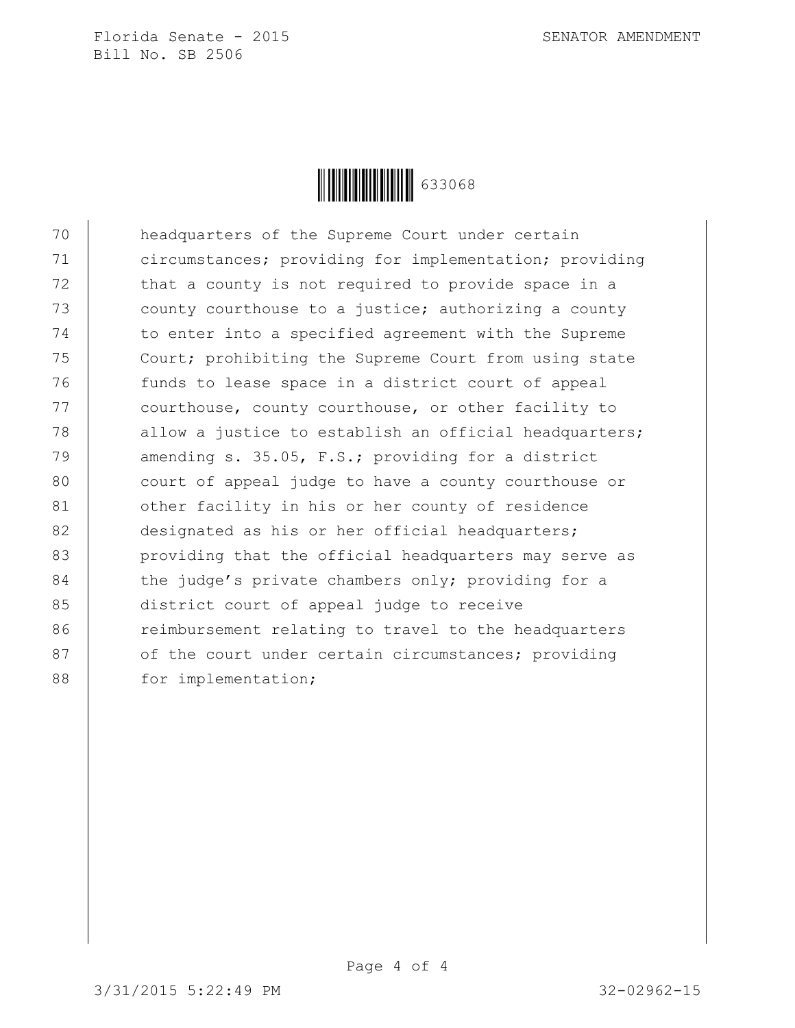70 headquarters of the Supreme Court under certain
71 circumstances; providing for implementation; providing
72 that a county is not required to provide space in a
73 county courthouse to a justice; authorizing a county
74 to enter into a specified agreement with the Supreme
75 Court; prohibiting the Supreme Court from using state
76 funds to lease space in a district court of appeal
77 courthouse, county courthouse, or other facility to
78 allow a justice to establish an official headquarters;
79 amending s. 35.05, F.S.; providing for a district
80 court of appeal judge to have a county courthouse or
81 other facility in his or her county of residence
82 designated as his or her official headquarters;
83 providing that the official headquarters may serve as
84 the judge's private chambers only; providing for a
85 district court of appeal judge to receive
86 reimbursement relating to travel to the headquarters
87 of the court under certain circumstances; providing
88 for implementation;